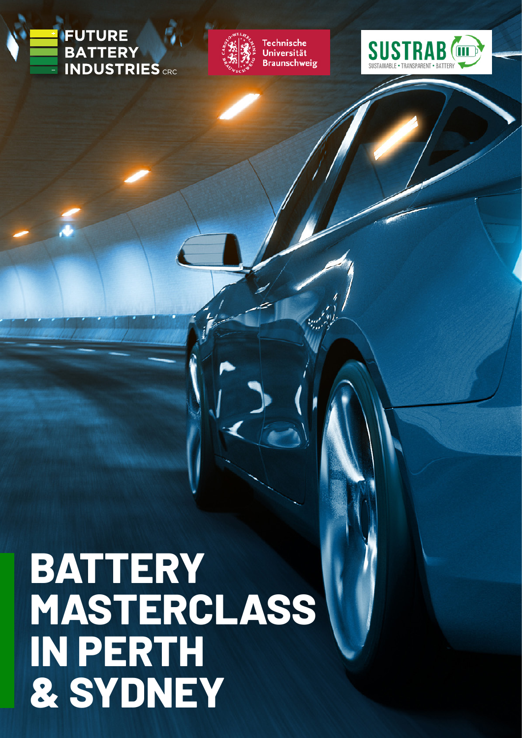FUTURE BATTERY INDUSTRIES CRC

Technische Universität Braunschweig

SUSTRAB
SUSTAINABLE • TRANSPARENT • BATTERY

# BATTERY MASTERCLASS IN PERTH & SYDNEY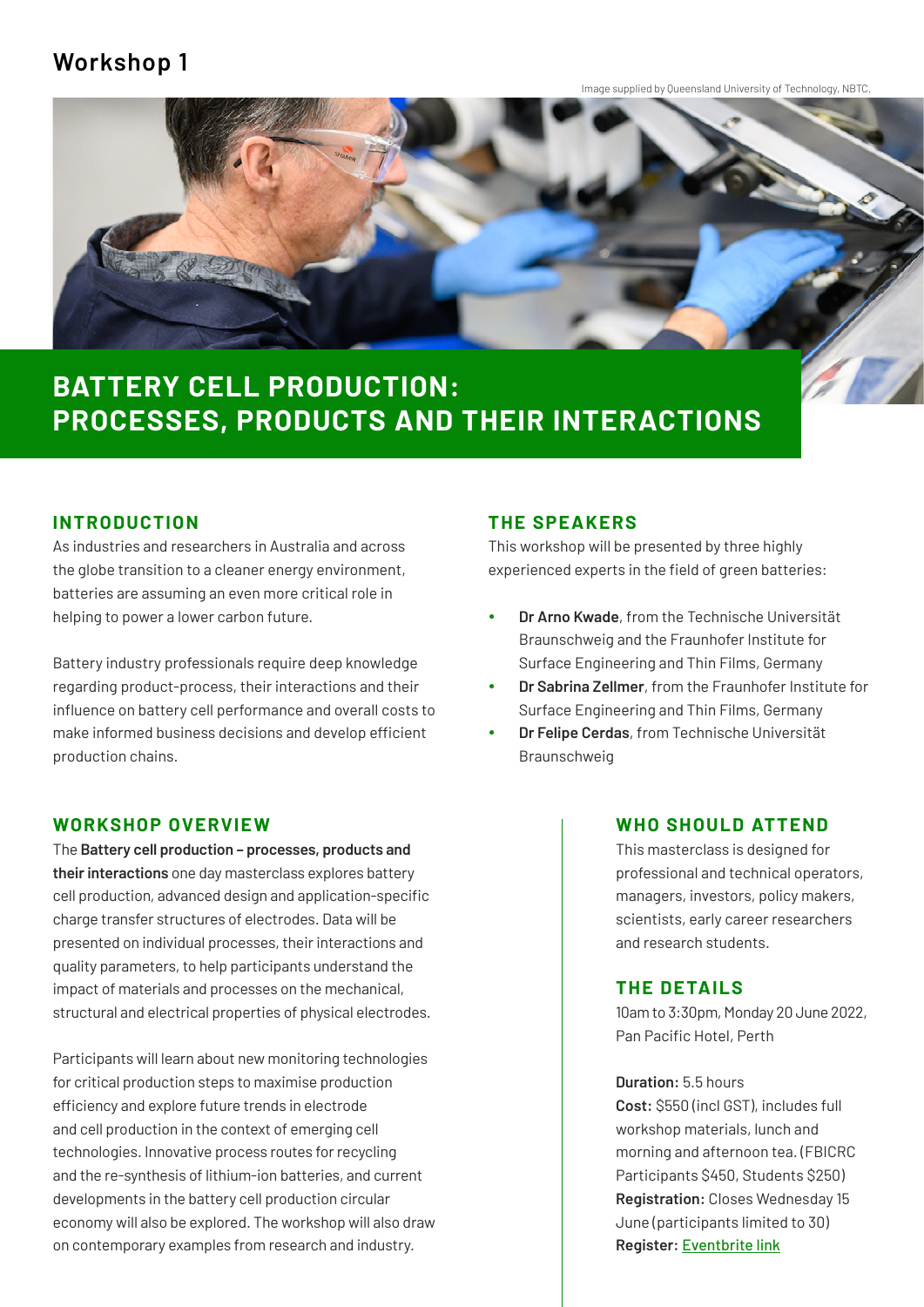## Workshop 1

Image supplied by Queensland University of Technology, NBTC.

# BATTERY CELL PRODUCTION: PROCESSES, PRODUCTS AND THEIR INTERACTIONS

### INTRODUCTION

As industries and researchers in Australia and across the globe transition to a cleaner energy environment, batteries are assuming an even more critical role in helping to power a lower carbon future.

Battery industry professionals require deep knowledge regarding product-process, their interactions and their influence on battery cell performance and overall costs to make informed business decisions and develop efficient production chains.

### THE SPEAKERS

This workshop will be presented by three highly experienced experts in the field of green batteries:

- **Dr Arno Kwade**, from the Technische Universität Braunschweig and the Fraunhofer Institute for Surface Engineering and Thin Films, Germany
- **Dr Sabrina Zellmer**, from the Fraunhofer Institute for Surface Engineering and Thin Films, Germany
- **Dr Felipe Cerdas**, from Technische Universität Braunschweig

### WORKSHOP OVERVIEW

The **Battery cell production – processes, products and their interactions** one day masterclass explores battery cell production, advanced design and application-specific charge transfer structures of electrodes. Data will be presented on individual processes, their interactions and quality parameters, to help participants understand the impact of materials and processes on the mechanical, structural and electrical properties of physical electrodes.

Participants will learn about new monitoring technologies for critical production steps to maximise production efficiency and explore future trends in electrode and cell production in the context of emerging cell technologies. Innovative process routes for recycling and the re-synthesis of lithium-ion batteries, and current developments in the battery cell production circular economy will also be explored. The workshop will also draw on contemporary examples from research and industry.

### WHO SHOULD ATTEND

This masterclass is designed for professional and technical operators, managers, investors, policy makers, scientists, early career researchers and research students.

### THE DETAILS

10am to 3:30pm, Monday 20 June 2022, Pan Pacific Hotel, Perth

**Duration:** 5.5 hours
**Cost:** $550 (incl GST), includes full workshop materials, lunch and morning and afternoon tea. (FBICRC Participants $450, Students $250)
**Registration:** Closes Wednesday 15 June (participants limited to 30)
**Register:** Eventbrite link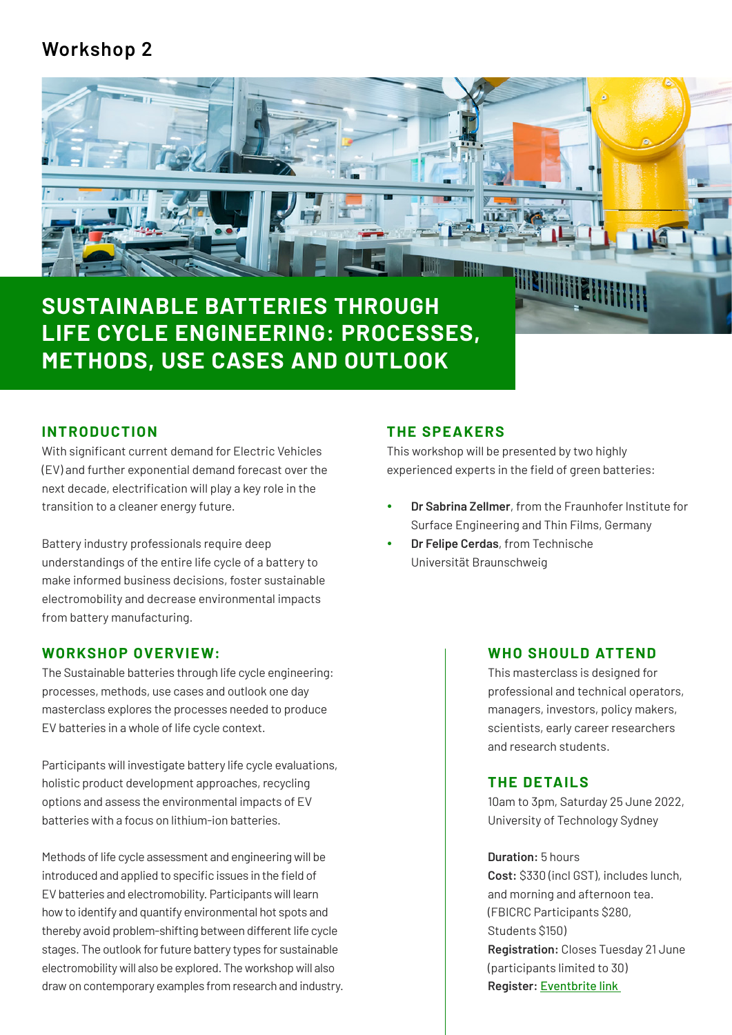## Workshop 2

# SUSTAINABLE BATTERIES THROUGH LIFE CYCLE ENGINEERING: PROCESSES, METHODS, USE CASES AND OUTLOOK

### INTRODUCTION

With significant current demand for Electric Vehicles (EV) and further exponential demand forecast over the next decade, electrification will play a key role in the transition to a cleaner energy future.

Battery industry professionals require deep understandings of the entire life cycle of a battery to make informed business decisions, foster sustainable electromobility and decrease environmental impacts from battery manufacturing.

### THE SPEAKERS

This workshop will be presented by two highly experienced experts in the field of green batteries:

- **Dr Sabrina Zellmer**, from the Fraunhofer Institute for Surface Engineering and Thin Films, Germany
- **Dr Felipe Cerdas**, from Technische Universität Braunschweig

### WORKSHOP OVERVIEW:

The Sustainable batteries through life cycle engineering: processes, methods, use cases and outlook one day masterclass explores the processes needed to produce EV batteries in a whole of life cycle context.

Participants will investigate battery life cycle evaluations, holistic product development approaches, recycling options and assess the environmental impacts of EV batteries with a focus on lithium-ion batteries.

Methods of life cycle assessment and engineering will be introduced and applied to specific issues in the field of EV batteries and electromobility. Participants will learn how to identify and quantify environmental hot spots and thereby avoid problem-shifting between different life cycle stages. The outlook for future battery types for sustainable electromobility will also be explored. The workshop will also draw on contemporary examples from research and industry.

### WHO SHOULD ATTEND

This masterclass is designed for professional and technical operators, managers, investors, policy makers, scientists, early career researchers and research students.

### THE DETAILS

10am to 3pm, Saturday 25 June 2022, University of Technology Sydney

**Duration:** 5 hours
**Cost:** $330 (incl GST), includes lunch, and morning and afternoon tea. (FBICRC Participants $280, Students $150)
**Registration:** Closes Tuesday 21 June (participants limited to 30)
**Register:** Eventbrite link